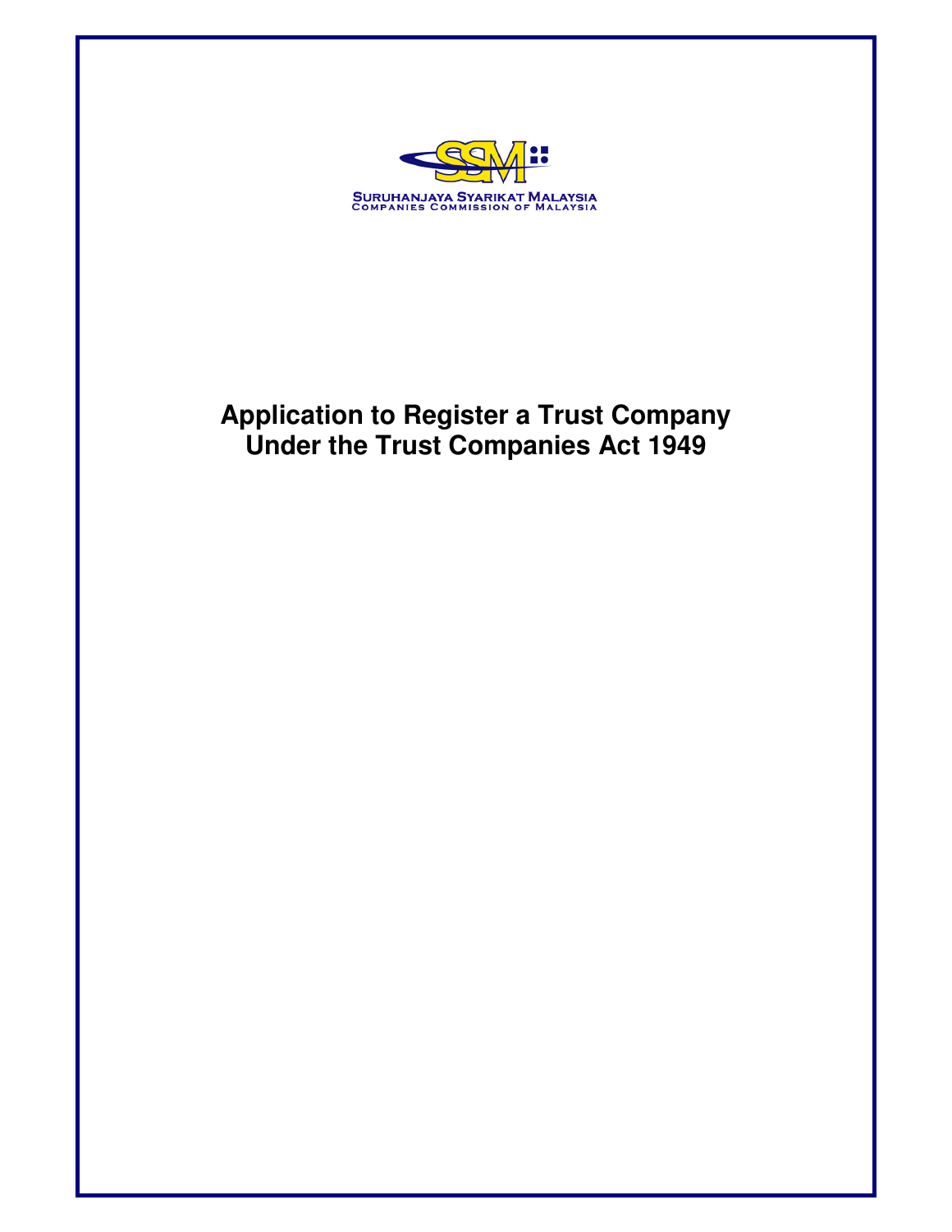SURUHANJAYA SYARIKAT MALAYSIA
COMPANIES COMMISSION OF MALAYSIA

# Application to Register a Trust Company Under the Trust Companies Act 1949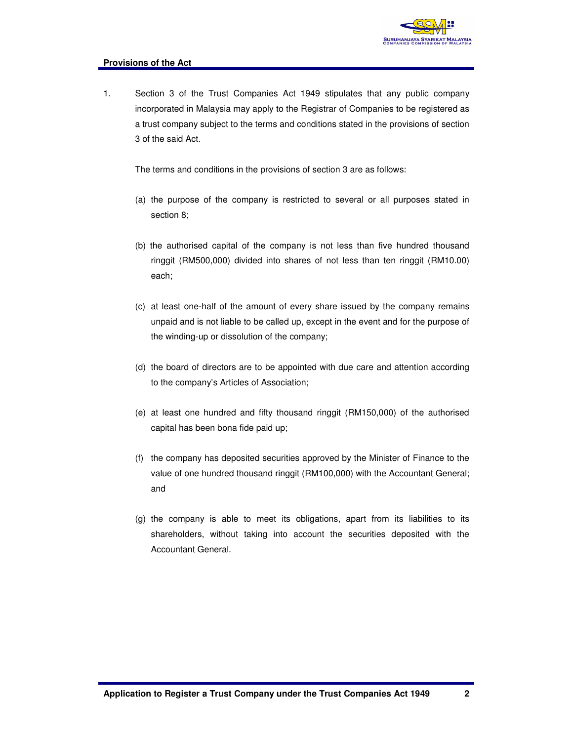## Provisions of the Act

1. Section 3 of the Trust Companies Act 1949 stipulates that any public company incorporated in Malaysia may apply to the Registrar of Companies to be registered as a trust company subject to the terms and conditions stated in the provisions of section 3 of the said Act.

   The terms and conditions in the provisions of section 3 are as follows:

   (a) the purpose of the company is restricted to several or all purposes stated in section 8;

   (b) the authorised capital of the company is not less than five hundred thousand ringgit (RM500,000) divided into shares of not less than ten ringgit (RM10.00) each;

   (c) at least one-half of the amount of every share issued by the company remains unpaid and is not liable to be called up, except in the event and for the purpose of the winding-up or dissolution of the company;

   (d) the board of directors are to be appointed with due care and attention according to the company's Articles of Association;

   (e) at least one hundred and fifty thousand ringgit (RM150,000) of the authorised capital has been bona fide paid up;

   (f) the company has deposited securities approved by the Minister of Finance to the value of one hundred thousand ringgit (RM100,000) with the Accountant General; and

   (g) the company is able to meet its obligations, apart from its liabilities to its shareholders, without taking into account the securities deposited with the Accountant General.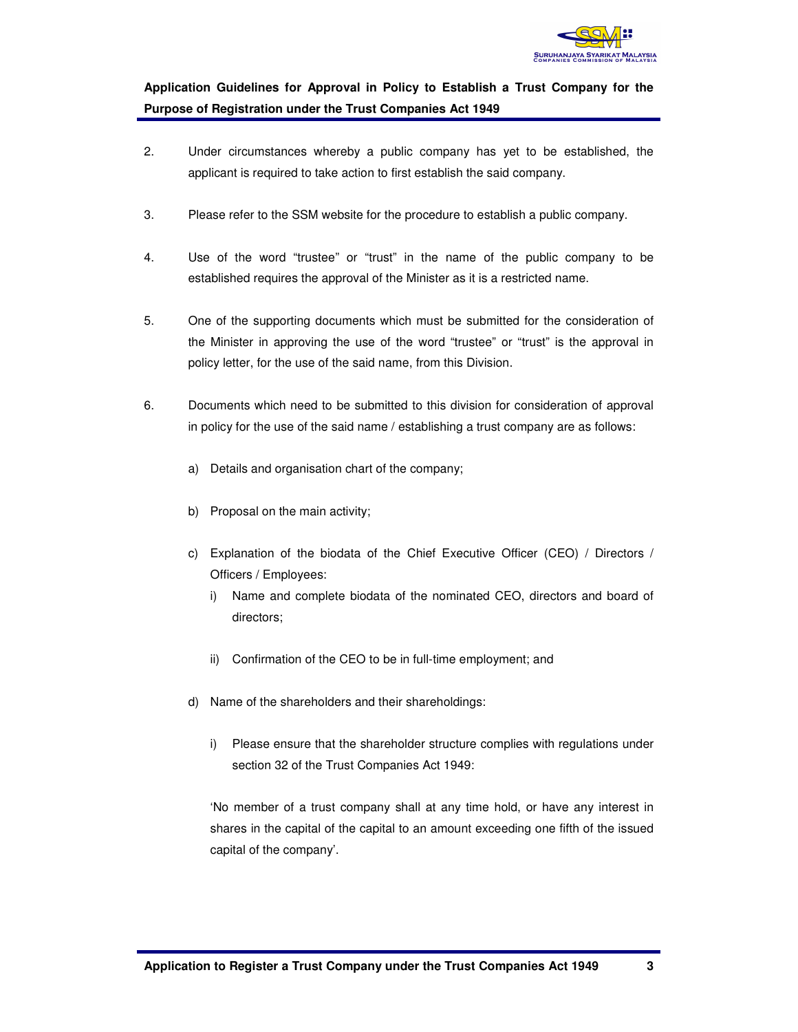2. Under circumstances whereby a public company has yet to be established, the applicant is required to take action to first establish the said company.

3. Please refer to the SSM website for the procedure to establish a public company.

4. Use of the word "trustee" or "trust" in the name of the public company to be established requires the approval of the Minister as it is a restricted name.

5. One of the supporting documents which must be submitted for the consideration of the Minister in approving the use of the word "trustee" or "trust" is the approval in policy letter, for the use of the said name, from this Division.

6. Documents which need to be submitted to this division for consideration of approval in policy for the use of the said name / establishing a trust company are as follows:

   a) Details and organisation chart of the company;

   b) Proposal on the main activity;

   c) Explanation of the biodata of the Chief Executive Officer (CEO) / Directors / Officers / Employees:
      i) Name and complete biodata of the nominated CEO, directors and board of directors;

      ii) Confirmation of the CEO to be in full-time employment; and

   d) Name of the shareholders and their shareholdings:

      i) Please ensure that the shareholder structure complies with regulations under section 32 of the Trust Companies Act 1949:

      'No member of a trust company shall at any time hold, or have any interest in shares in the capital of the capital to an amount exceeding one fifth of the issued capital of the company'.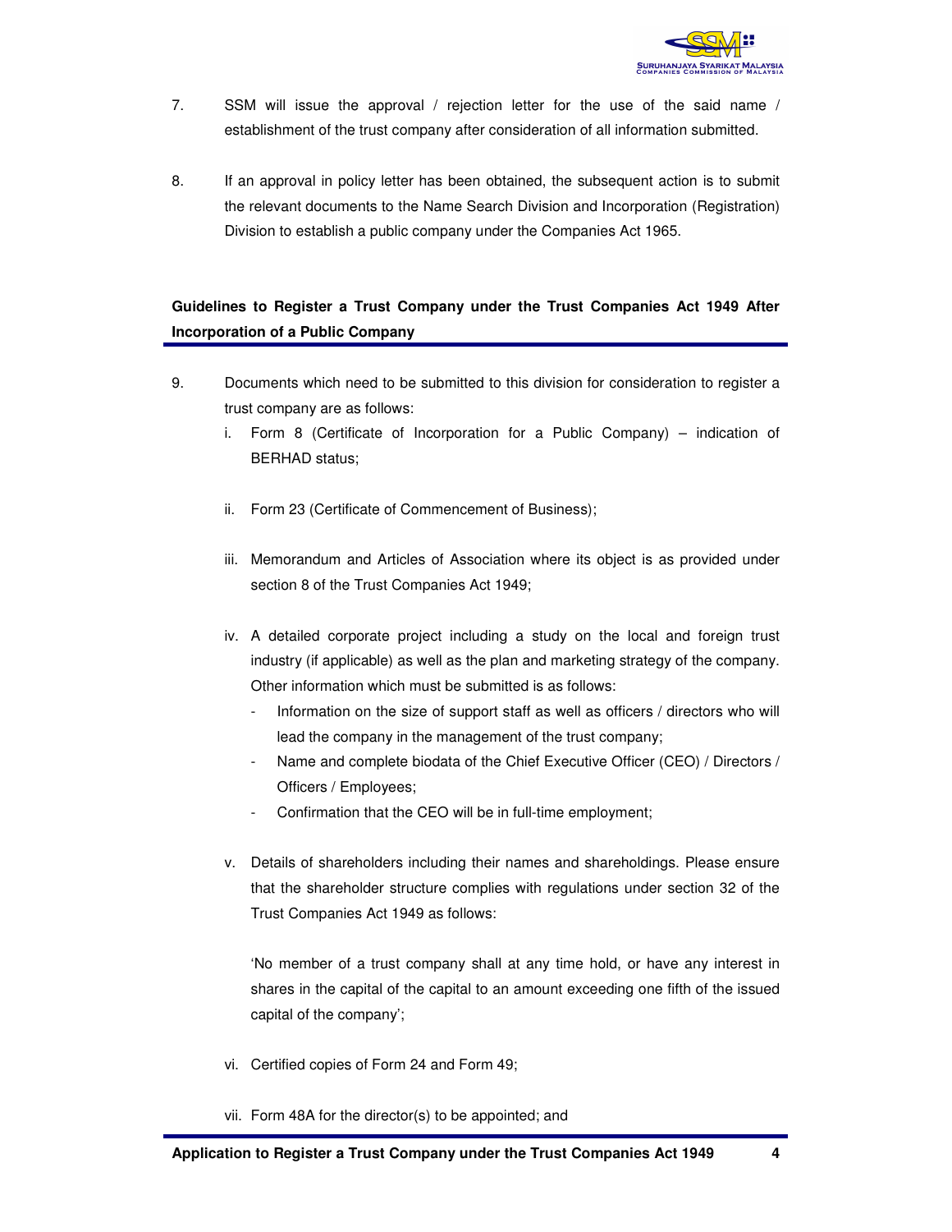7. SSM will issue the approval / rejection letter for the use of the said name / establishment of the trust company after consideration of all information submitted.

8. If an approval in policy letter has been obtained, the subsequent action is to submit the relevant documents to the Name Search Division and Incorporation (Registration) Division to establish a public company under the Companies Act 1965.

## Guidelines to Register a Trust Company under the Trust Companies Act 1949 After Incorporation of a Public Company

9. Documents which need to be submitted to this division for consideration to register a trust company are as follows:

   i. Form 8 (Certificate of Incorporation for a Public Company) – indication of BERHAD status;

   ii. Form 23 (Certificate of Commencement of Business);

   iii. Memorandum and Articles of Association where its object is as provided under section 8 of the Trust Companies Act 1949;

   iv. A detailed corporate project including a study on the local and foreign trust industry (if applicable) as well as the plan and marketing strategy of the company. Other information which must be submitted is as follows:

      - Information on the size of support staff as well as officers / directors who will lead the company in the management of the trust company;
      - Name and complete biodata of the Chief Executive Officer (CEO) / Directors / Officers / Employees;
      - Confirmation that the CEO will be in full-time employment;

   v. Details of shareholders including their names and shareholdings. Please ensure that the shareholder structure complies with regulations under section 32 of the Trust Companies Act 1949 as follows:

      'No member of a trust company shall at any time hold, or have any interest in shares in the capital of the capital to an amount exceeding one fifth of the issued capital of the company';

   vi. Certified copies of Form 24 and Form 49;

   vii. Form 48A for the director(s) to be appointed; and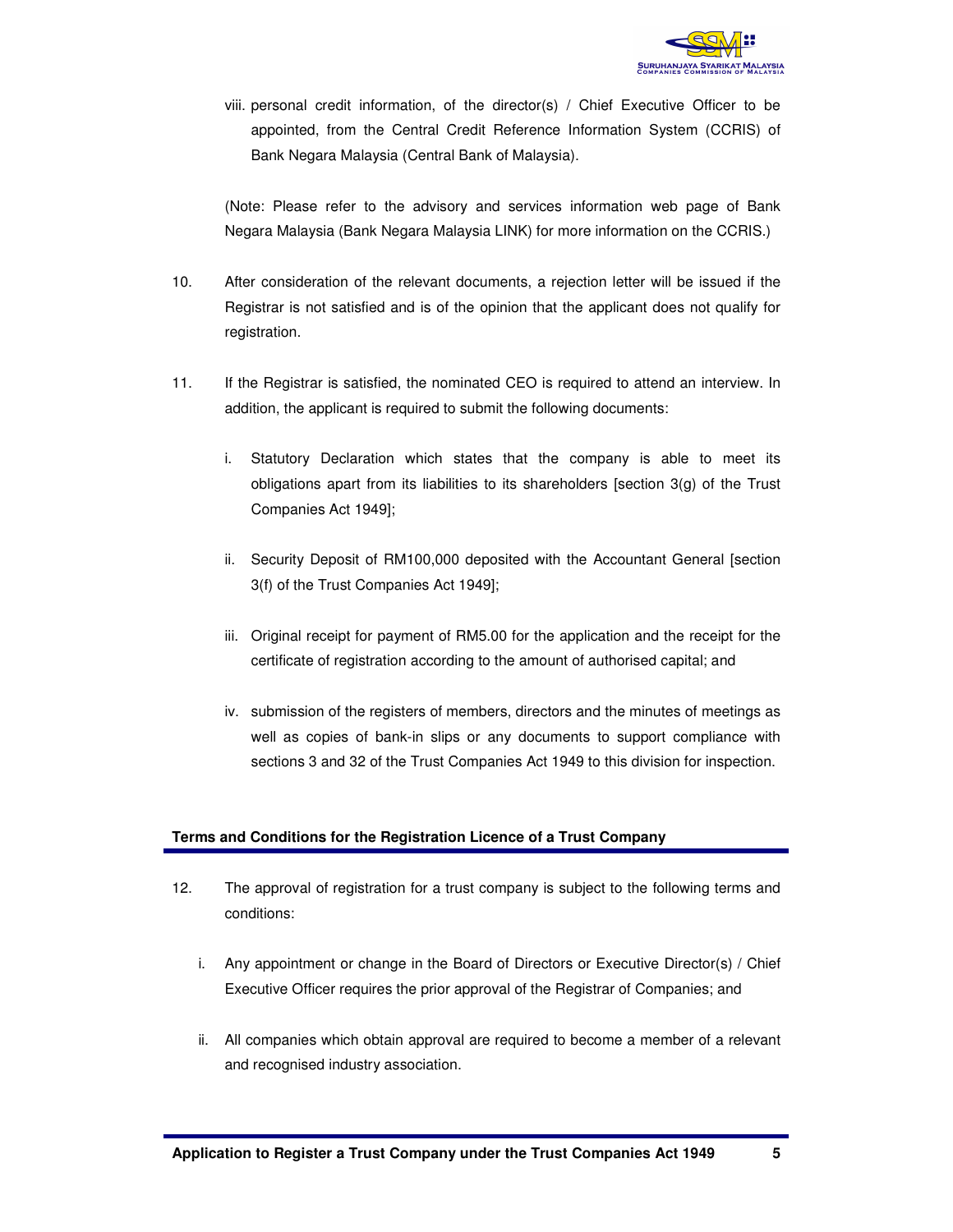viii. personal credit information, of the director(s) / Chief Executive Officer to be appointed, from the Central Credit Reference Information System (CCRIS) of Bank Negara Malaysia (Central Bank of Malaysia).

(Note: Please refer to the advisory and services information web page of Bank Negara Malaysia (Bank Negara Malaysia LINK) for more information on the CCRIS.)

10. After consideration of the relevant documents, a rejection letter will be issued if the Registrar is not satisfied and is of the opinion that the applicant does not qualify for registration.

11. If the Registrar is satisfied, the nominated CEO is required to attend an interview. In addition, the applicant is required to submit the following documents:

    i. Statutory Declaration which states that the company is able to meet its obligations apart from its liabilities to its shareholders [section 3(g) of the Trust Companies Act 1949];

    ii. Security Deposit of RM100,000 deposited with the Accountant General [section 3(f) of the Trust Companies Act 1949];

    iii. Original receipt for payment of RM5.00 for the application and the receipt for the certificate of registration according to the amount of authorised capital; and

    iv. submission of the registers of members, directors and the minutes of meetings as well as copies of bank-in slips or any documents to support compliance with sections 3 and 32 of the Trust Companies Act 1949 to this division for inspection.

## Terms and Conditions for the Registration Licence of a Trust Company

12. The approval of registration for a trust company is subject to the following terms and conditions:

    i. Any appointment or change in the Board of Directors or Executive Director(s) / Chief Executive Officer requires the prior approval of the Registrar of Companies; and

    ii. All companies which obtain approval are required to become a member of a relevant and recognised industry association.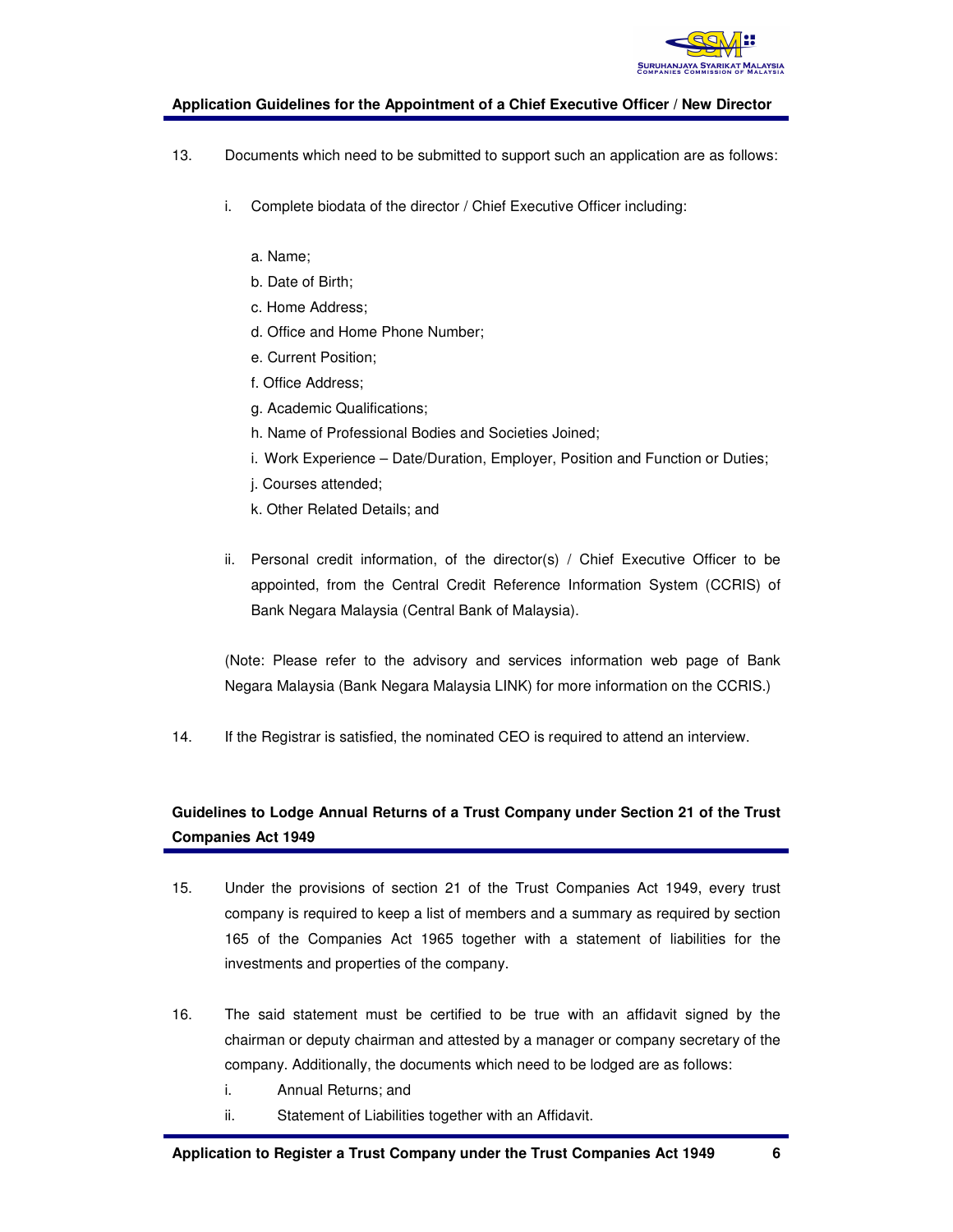13. Documents which need to be submitted to support such an application are as follows:

    i. Complete biodata of the director / Chief Executive Officer including:

        a. Name;
        b. Date of Birth;
        c. Home Address;
        d. Office and Home Phone Number;
        e. Current Position;
        f. Office Address;
        g. Academic Qualifications;
        h. Name of Professional Bodies and Societies Joined;
        i. Work Experience – Date/Duration, Employer, Position and Function or Duties;
        j. Courses attended;
        k. Other Related Details; and

    ii. Personal credit information, of the director(s) / Chief Executive Officer to be appointed, from the Central Credit Reference Information System (CCRIS) of Bank Negara Malaysia (Central Bank of Malaysia).

    (Note: Please refer to the advisory and services information web page of Bank Negara Malaysia (Bank Negara Malaysia LINK) for more information on the CCRIS.)

14. If the Registrar is satisfied, the nominated CEO is required to attend an interview.

## Guidelines to Lodge Annual Returns of a Trust Company under Section 21 of the Trust Companies Act 1949

15. Under the provisions of section 21 of the Trust Companies Act 1949, every trust company is required to keep a list of members and a summary as required by section 165 of the Companies Act 1965 together with a statement of liabilities for the investments and properties of the company.

16. The said statement must be certified to be true with an affidavit signed by the chairman or deputy chairman and attested by a manager or company secretary of the company. Additionally, the documents which need to be lodged are as follows:

    i. Annual Returns; and
    ii. Statement of Liabilities together with an Affidavit.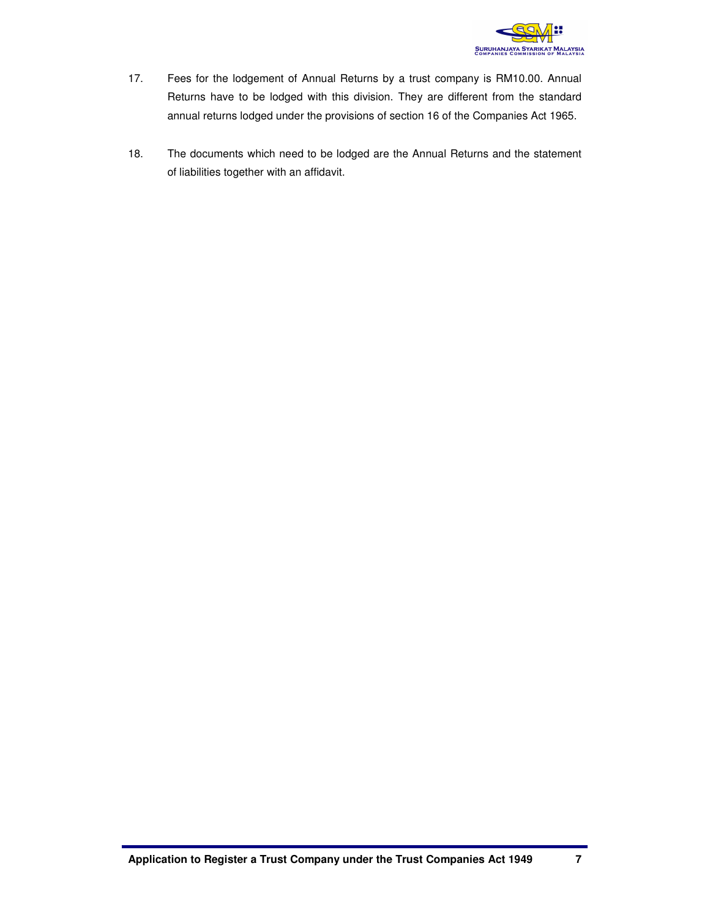17. Fees for the lodgement of Annual Returns by a trust company is RM10.00. Annual Returns have to be lodged with this division. They are different from the standard annual returns lodged under the provisions of section 16 of the Companies Act 1965.

18. The documents which need to be lodged are the Annual Returns and the statement of liabilities together with an affidavit.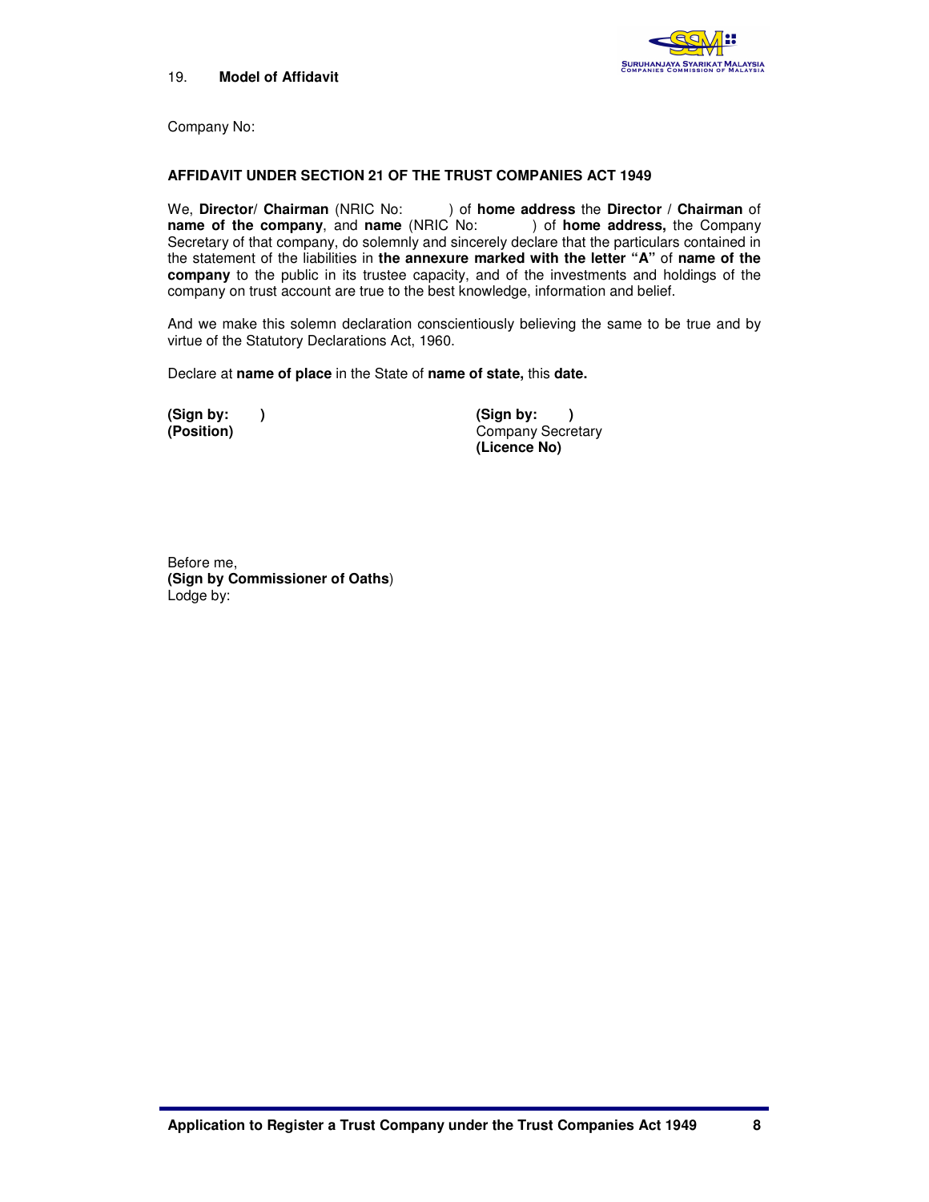19. **Model of Affidavit**

Company No:

**AFFIDAVIT UNDER SECTION 21 OF THE TRUST COMPANIES ACT 1949**

We, **Director**/ **Chairman** (NRIC No: ) of **home address** the **Director** / **Chairman** of **name of the company**, and **name** (NRIC No: ) of **home address,** the Company Secretary of that company, do solemnly and sincerely declare that the particulars contained in the statement of the liabilities in **the annexure marked with the letter "A"** of **name of the company** to the public in its trustee capacity, and of the investments and holdings of the company on trust account are true to the best knowledge, information and belief.

And we make this solemn declaration conscientiously believing the same to be true and by virtue of the Statutory Declarations Act, 1960.

Declare at **name of place** in the State of **name of state,** this **date.**

**(Sign by: )**
**(Position)**

**(Sign by: )**
Company Secretary
**(Licence No)**

Before me,
**(Sign by Commissioner of Oaths**)
Lodge by: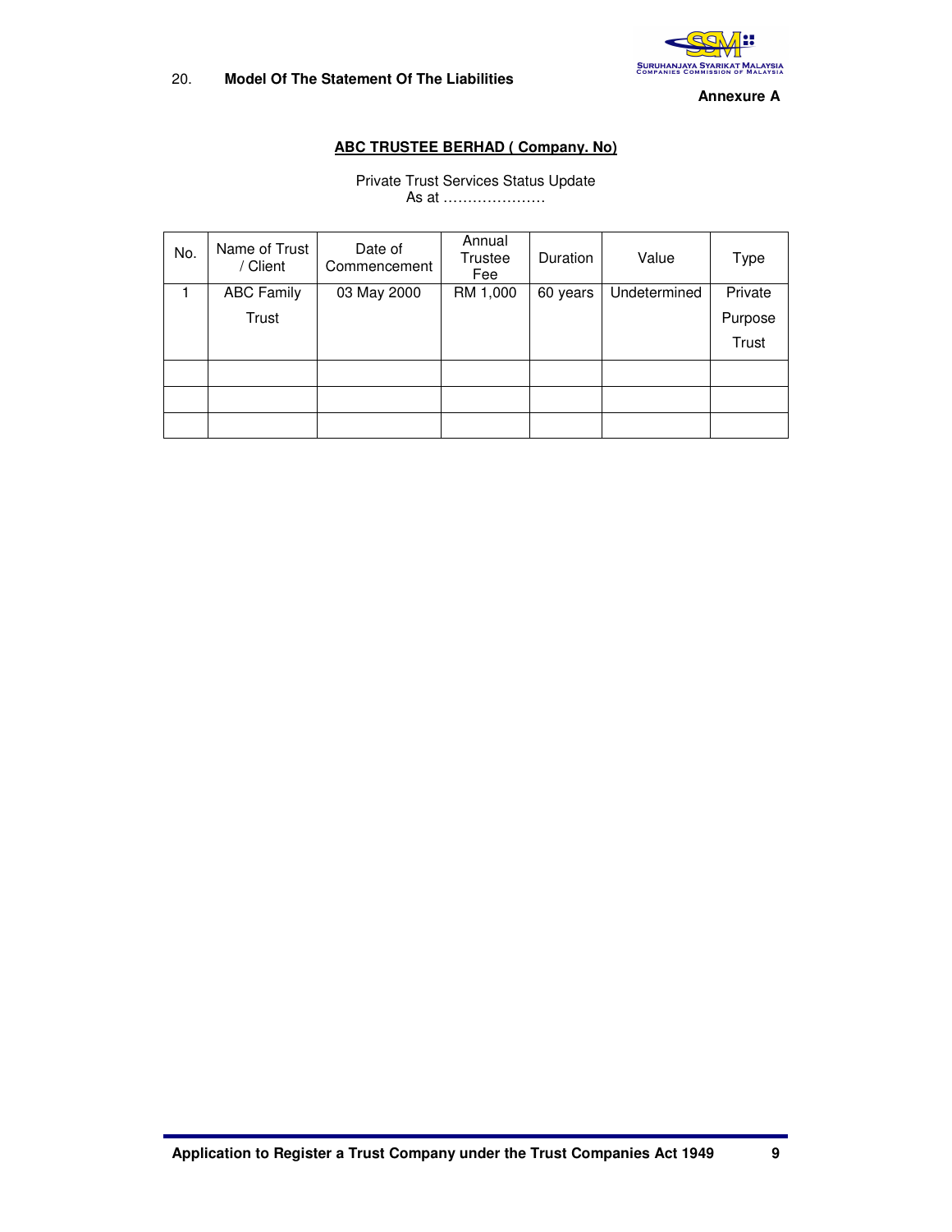20. **Model Of The Statement Of The Liabilities**

**Annexure A**

**<u>ABC TRUSTEE BERHAD ( Company. No)</u>**

Private Trust Services Status Update
As at …………………

| No. | Name of Trust / Client | Date of Commencement | Annual Trustee Fee | Duration | Value | Type |
|---|---|---|---|---|---|---|
| 1 | ABC Family Trust | 03 May 2000 | RM 1,000 | 60 years | Undetermined | Private Purpose Trust |
| | | | | | | |
| | | | | | | |
| | | | | | | |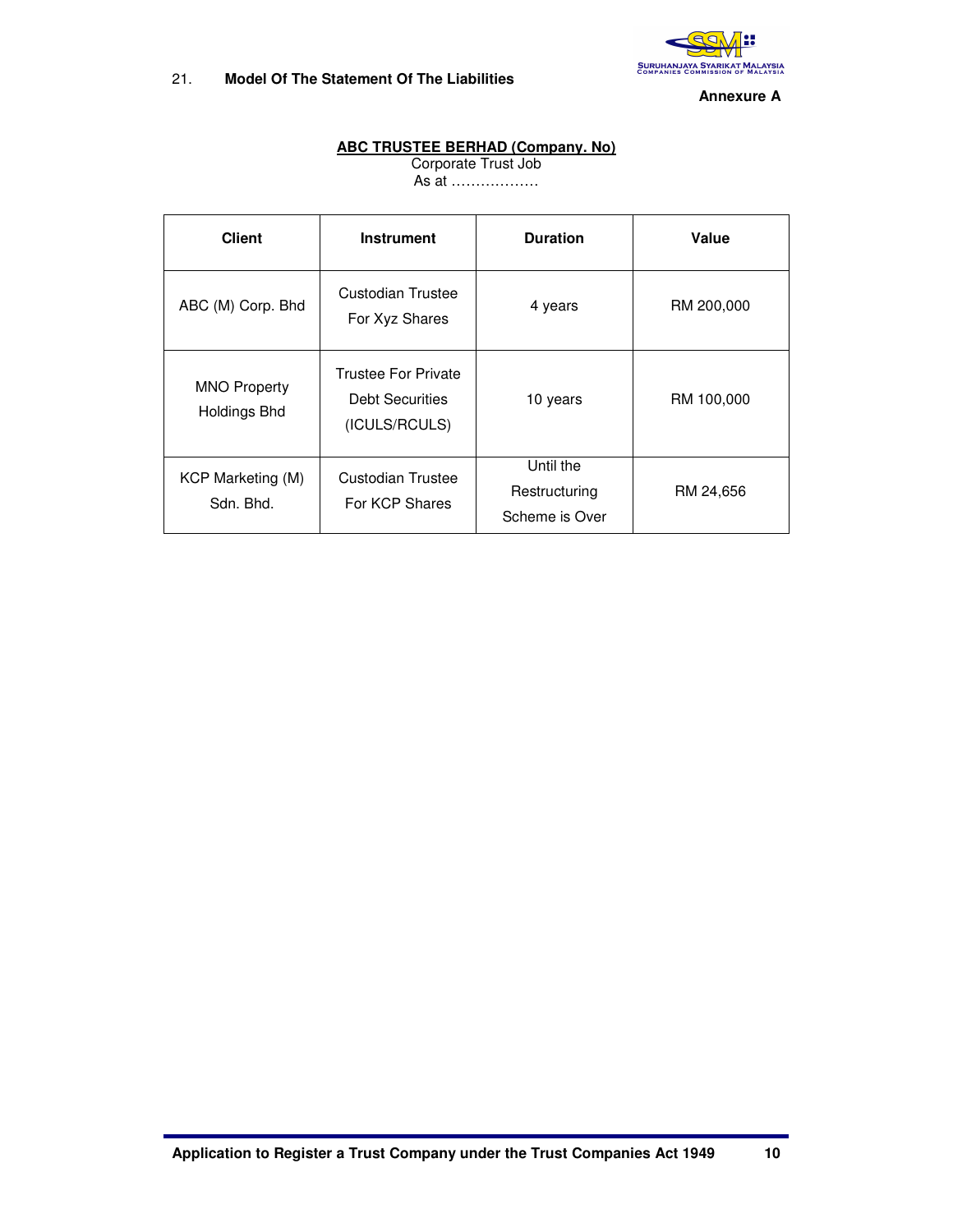21. **Model Of The Statement Of The Liabilities**

**Annexure A**

**ABC TRUSTEE BERHAD (Company. No)**

Corporate Trust Job

As at ………………

| Client | Instrument | Duration | Value |
|---|---|---|---|
| ABC (M) Corp. Bhd | Custodian Trustee For Xyz Shares | 4 years | RM 200,000 |
| MNO Property Holdings Bhd | Trustee For Private Debt Securities (ICULS/RCULS) | 10 years | RM 100,000 |
| KCP Marketing (M) Sdn. Bhd. | Custodian Trustee For KCP Shares | Until the Restructuring Scheme is Over | RM 24,656 |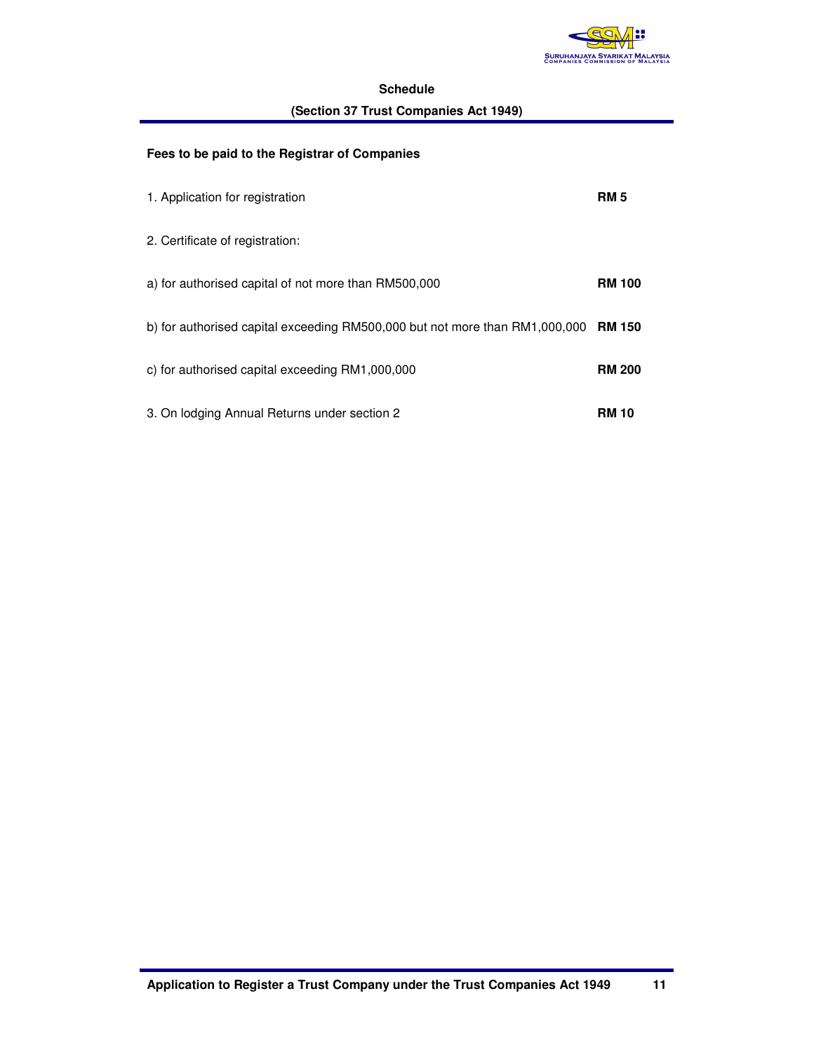## Schedule

### (Section 37 Trust Companies Act 1949)

**Fees to be paid to the Registrar of Companies**

| | |
|---|---|
| 1. Application for registration | **RM 5** |
| 2. Certificate of registration: | |
| a) for authorised capital of not more than RM500,000 | **RM 100** |
| b) for authorised capital exceeding RM500,000 but not more than RM1,000,000 | **RM 150** |
| c) for authorised capital exceeding RM1,000,000 | **RM 200** |
| 3. On lodging Annual Returns under section 2 | **RM 10** |